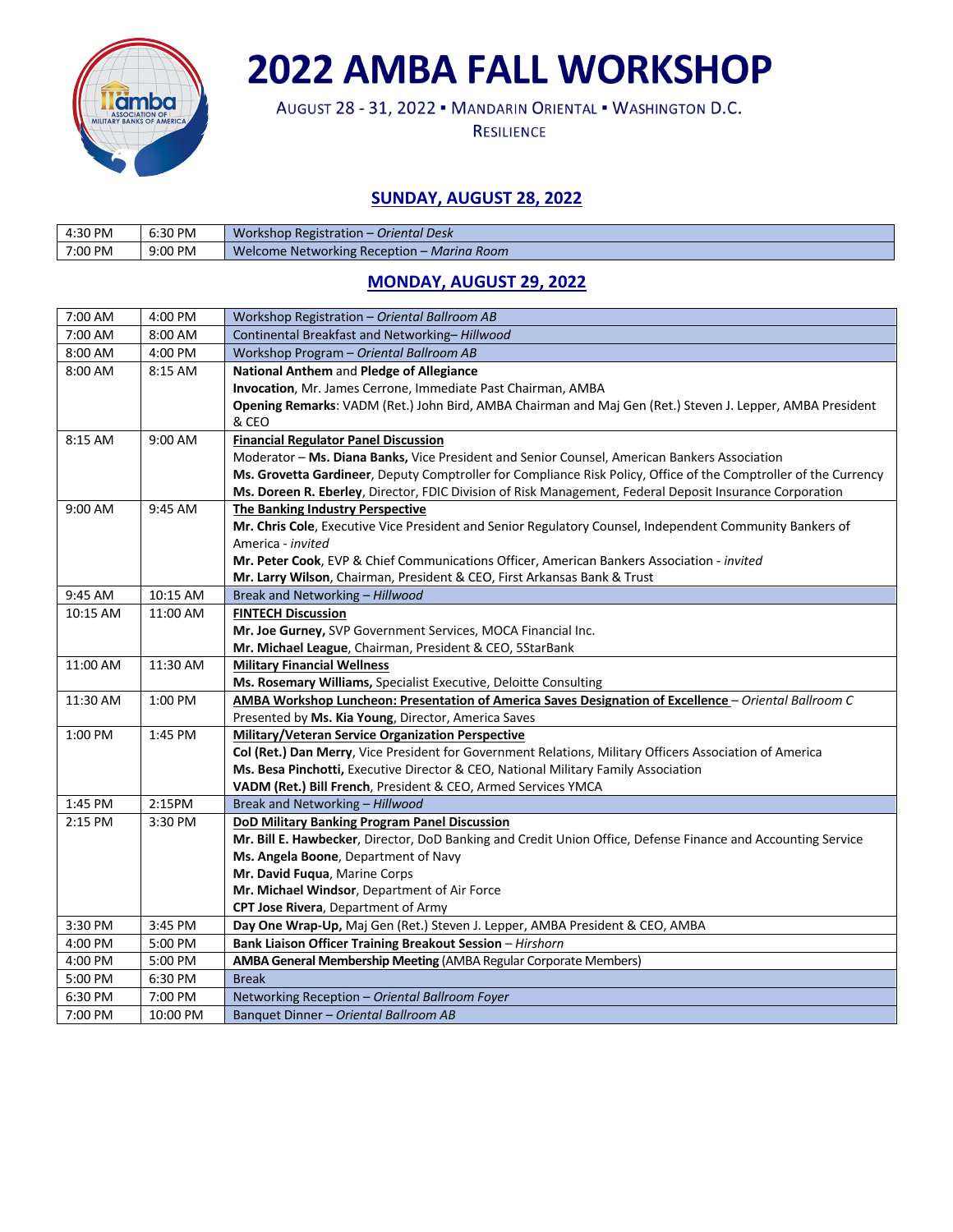# 2022 AMBA FALL WORKSHOP

AUGUST 28 - 31, 2022 ▪ MANDARIN ORIENTAL ▪ WASHINGTON D.C.

RESILIENCE

## SUNDAY, AUGUST 28, 2022

| | | |
|---|---|---|
| 4:30 PM | 6:30 PM | Workshop Registration – *Oriental Desk* |
| 7:00 PM | 9:00 PM | Welcome Networking Reception – *Marina Room* |

## MONDAY, AUGUST 29, 2022

| | | |
|---|---|---|
| 7:00 AM | 4:00 PM | Workshop Registration – *Oriental Ballroom AB* |
| 7:00 AM | 8:00 AM | Continental Breakfast and Networking– *Hillwood* |
| 8:00 AM | 4:00 PM | Workshop Program – *Oriental Ballroom AB* |
| 8:00 AM | 8:15 AM | **National Anthem** and **Pledge of Allegiance**<br>**Invocation**, Mr. James Cerrone, Immediate Past Chairman, AMBA<br>**Opening Remarks**: VADM (Ret.) John Bird, AMBA Chairman and Maj Gen (Ret.) Steven J. Lepper, AMBA President & CEO |
| 8:15 AM | 9:00 AM | **Financial Regulator Panel Discussion**<br>Moderator – **Ms. Diana Banks,** Vice President and Senior Counsel, American Bankers Association<br>**Ms. Grovetta Gardineer**, Deputy Comptroller for Compliance Risk Policy, Office of the Comptroller of the Currency<br>**Ms. Doreen R. Eberley**, Director, FDIC Division of Risk Management, Federal Deposit Insurance Corporation |
| 9:00 AM | 9:45 AM | **The Banking Industry Perspective**<br>**Mr. Chris Cole**, Executive Vice President and Senior Regulatory Counsel, Independent Community Bankers of America - *invited*<br>**Mr. Peter Cook**, EVP & Chief Communications Officer, American Bankers Association - *invited*<br>**Mr. Larry Wilson**, Chairman, President & CEO, First Arkansas Bank & Trust |
| 9:45 AM | 10:15 AM | Break and Networking – *Hillwood* |
| 10:15 AM | 11:00 AM | **FINTECH Discussion**<br>**Mr. Joe Gurney,** SVP Government Services, MOCA Financial Inc.<br>**Mr. Michael League**, Chairman, President & CEO, 5StarBank |
| 11:00 AM | 11:30 AM | **Military Financial Wellness**<br>**Ms. Rosemary Williams,** Specialist Executive, Deloitte Consulting |
| 11:30 AM | 1:00 PM | **AMBA Workshop Luncheon: Presentation of America Saves Designation of Excellence** – *Oriental Ballroom C*<br>Presented by **Ms. Kia Young**, Director, America Saves |
| 1:00 PM | 1:45 PM | **Military/Veteran Service Organization Perspective**<br>**Col (Ret.) Dan Merry**, Vice President for Government Relations, Military Officers Association of America<br>**Ms. Besa Pinchotti,** Executive Director & CEO, National Military Family Association<br>**VADM (Ret.) Bill French**, President & CEO, Armed Services YMCA |
| 1:45 PM | 2:15PM | Break and Networking – *Hillwood* |
| 2:15 PM | 3:30 PM | **DoD Military Banking Program Panel Discussion**<br>**Mr. Bill E. Hawbecker**, Director, DoD Banking and Credit Union Office, Defense Finance and Accounting Service<br>**Ms. Angela Boone**, Department of Navy<br>**Mr. David Fuqua**, Marine Corps<br>**Mr. Michael Windsor**, Department of Air Force<br>**CPT Jose Rivera**, Department of Army |
| 3:30 PM | 3:45 PM | **Day One Wrap-Up,** Maj Gen (Ret.) Steven J. Lepper, AMBA President & CEO, AMBA |
| 4:00 PM | 5:00 PM | **Bank Liaison Officer Training Breakout Session** – *Hirshorn* |
| 4:00 PM | 5:00 PM | **AMBA General Membership Meeting** (AMBA Regular Corporate Members) |
| 5:00 PM | 6:30 PM | Break |
| 6:30 PM | 7:00 PM | Networking Reception – *Oriental Ballroom Foyer* |
| 7:00 PM | 10:00 PM | Banquet Dinner – *Oriental Ballroom AB* |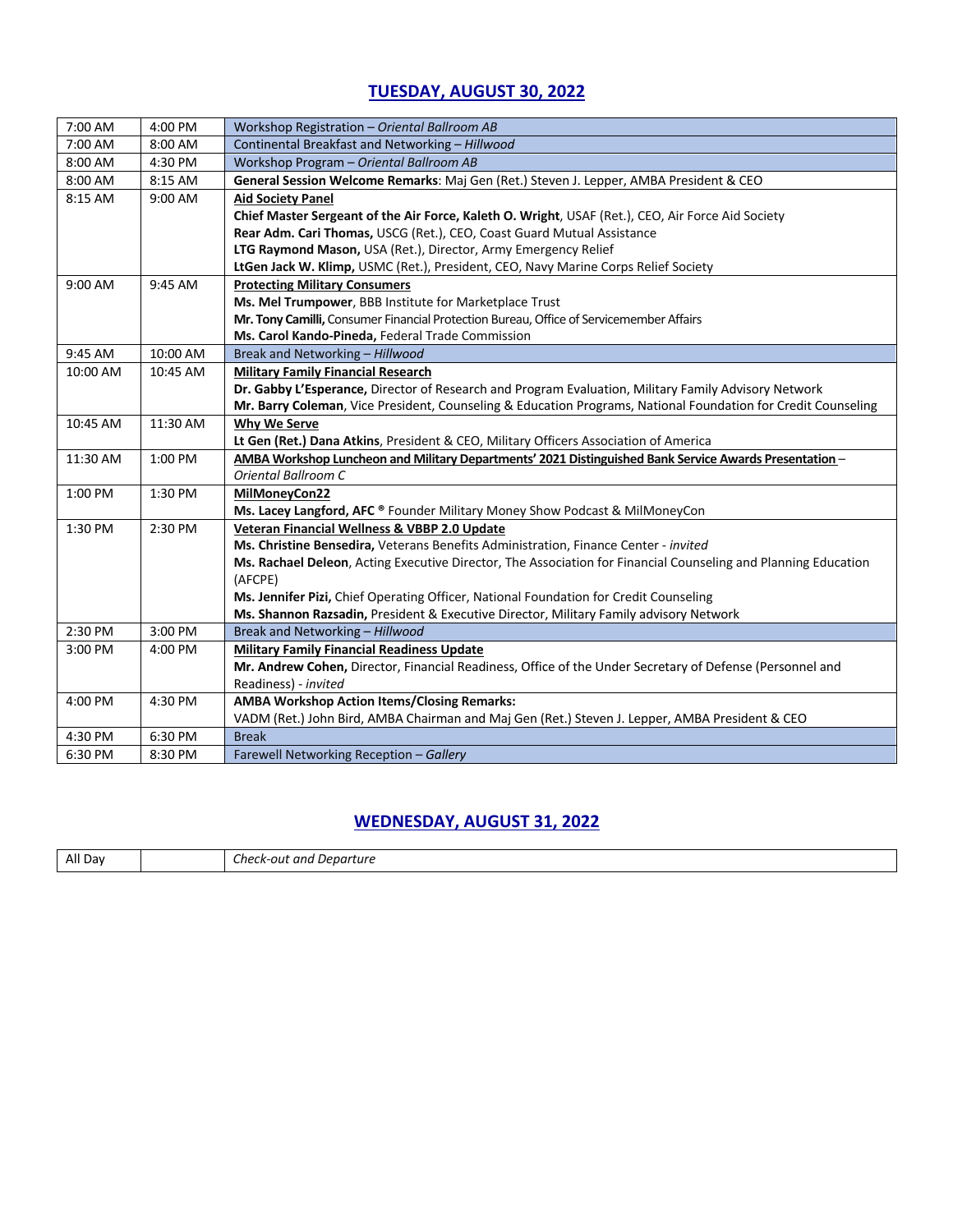## TUESDAY, AUGUST 30, 2022

| | | |
|---|---|---|
| 7:00 AM | 4:00 PM | Workshop Registration – *Oriental Ballroom AB* |
| 7:00 AM | 8:00 AM | Continental Breakfast and Networking – *Hillwood* |
| 8:00 AM | 4:30 PM | Workshop Program – *Oriental Ballroom AB* |
| 8:00 AM | 8:15 AM | **General Session Welcome Remarks**: Maj Gen (Ret.) Steven J. Lepper, AMBA President & CEO |
| 8:15 AM | 9:00 AM | **Aid Society Panel**<br>**Chief Master Sergeant of the Air Force, Kaleth O. Wright**, USAF (Ret.), CEO, Air Force Aid Society<br>**Rear Adm. Cari Thomas,** USCG (Ret.), CEO, Coast Guard Mutual Assistance<br>**LTG Raymond Mason,** USA (Ret.), Director, Army Emergency Relief<br>**LtGen Jack W. Klimp,** USMC (Ret.), President, CEO, Navy Marine Corps Relief Society |
| 9:00 AM | 9:45 AM | **Protecting Military Consumers**<br>**Ms. Mel Trumpower**, BBB Institute for Marketplace Trust<br>**Mr. Tony Camilli,** Consumer Financial Protection Bureau, Office of Servicemember Affairs<br>**Ms. Carol Kando-Pineda,** Federal Trade Commission |
| 9:45 AM | 10:00 AM | Break and Networking – *Hillwood* |
| 10:00 AM | 10:45 AM | **Military Family Financial Research**<br>**Dr. Gabby L'Esperance,** Director of Research and Program Evaluation, Military Family Advisory Network<br>**Mr. Barry Coleman**, Vice President, Counseling & Education Programs, National Foundation for Credit Counseling |
| 10:45 AM | 11:30 AM | **Why We Serve**<br>**Lt Gen (Ret.) Dana Atkins**, President & CEO, Military Officers Association of America |
| 11:30 AM | 1:00 PM | **AMBA Workshop Luncheon and Military Departments' 2021 Distinguished Bank Service Awards Presentation** – *Oriental Ballroom C* |
| 1:00 PM | 1:30 PM | **MilMoneyCon22**<br>**Ms. Lacey Langford, AFC ®** Founder Military Money Show Podcast & MilMoneyCon |
| 1:30 PM | 2:30 PM | **Veteran Financial Wellness & VBBP 2.0 Update**<br>**Ms. Christine Bensedira,** Veterans Benefits Administration, Finance Center - *invited*<br>**Ms. Rachael Deleon**, Acting Executive Director, The Association for Financial Counseling and Planning Education (AFCPE)<br>**Ms. Jennifer Pizi,** Chief Operating Officer, National Foundation for Credit Counseling<br>**Ms. Shannon Razsadin,** President & Executive Director, Military Family advisory Network |
| 2:30 PM | 3:00 PM | Break and Networking – *Hillwood* |
| 3:00 PM | 4:00 PM | **Military Family Financial Readiness Update**<br>**Mr. Andrew Cohen,** Director, Financial Readiness, Office of the Under Secretary of Defense (Personnel and Readiness) - *invited* |
| 4:00 PM | 4:30 PM | **AMBA Workshop Action Items/Closing Remarks:**<br>VADM (Ret.) John Bird, AMBA Chairman and Maj Gen (Ret.) Steven J. Lepper, AMBA President & CEO |
| 4:30 PM | 6:30 PM | Break |
| 6:30 PM | 8:30 PM | Farewell Networking Reception – *Gallery* |

## WEDNESDAY, AUGUST 31, 2022

| | | |
|---|---|---|
| All Day | | *Check-out and Departure* |